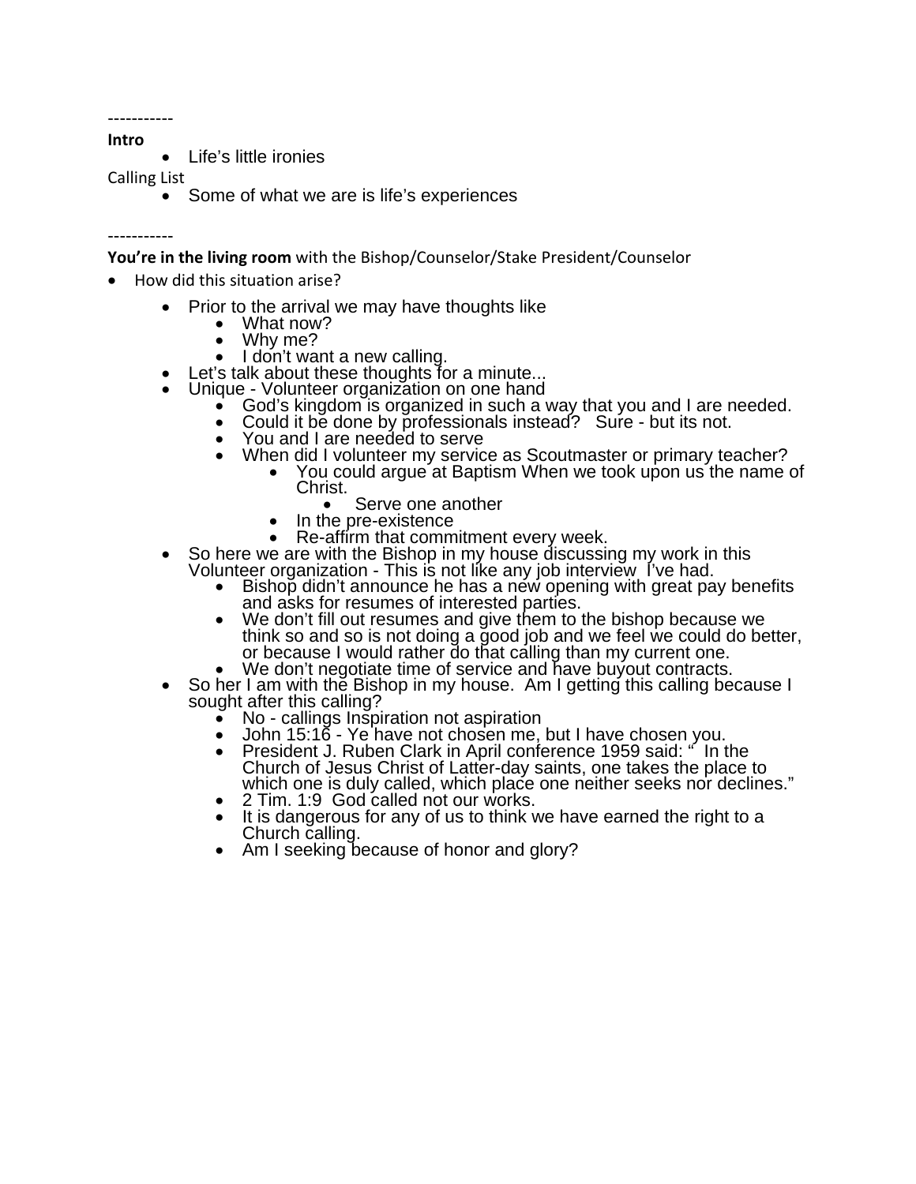-----------

**Intro**

- Life's little ironies

Calling List

- Some of what we are is life's experiences

-----------

**You're in the living room** with the Bishop/Counselor/Stake President/Counselor

- How did this situation arise?
  - Prior to the arrival we may have thoughts like
    - What now?
    - Why me?
    - I don't want a new calling.
  - Let's talk about these thoughts for a minute...
  - Unique - Volunteer organization on one hand
    - God's kingdom is organized in such a way that you and I are needed.
    - Could it be done by professionals instead? Sure - but its not.
    - You and I are needed to serve
    - When did I volunteer my service as Scoutmaster or primary teacher?
      - You could argue at Baptism When we took upon us the name of Christ.
        - Serve one another
      - In the pre-existence
      - Re-affirm that commitment every week.
  - So here we are with the Bishop in my house discussing my work in this Volunteer organization - This is not like any job interview I've had.
    - Bishop didn't announce he has a new opening with great pay benefits and asks for resumes of interested parties.
    - We don't fill out resumes and give them to the bishop because we think so and so is not doing a good job and we feel we could do better, or because I would rather do that calling than my current one.
    - We don't negotiate time of service and have buyout contracts.
  - So her I am with the Bishop in my house. Am I getting this calling because I sought after this calling?
    - No - callings Inspiration not aspiration
    - John 15:16 - Ye have not chosen me, but I have chosen you.
    - President J. Ruben Clark in April conference 1959 said: " In the Church of Jesus Christ of Latter-day saints, one takes the place to which one is duly called, which place one neither seeks nor declines."
    - 2 Tim. 1:9 God called not our works.
    - It is dangerous for any of us to think we have earned the right to a Church calling.
    - Am I seeking because of honor and glory?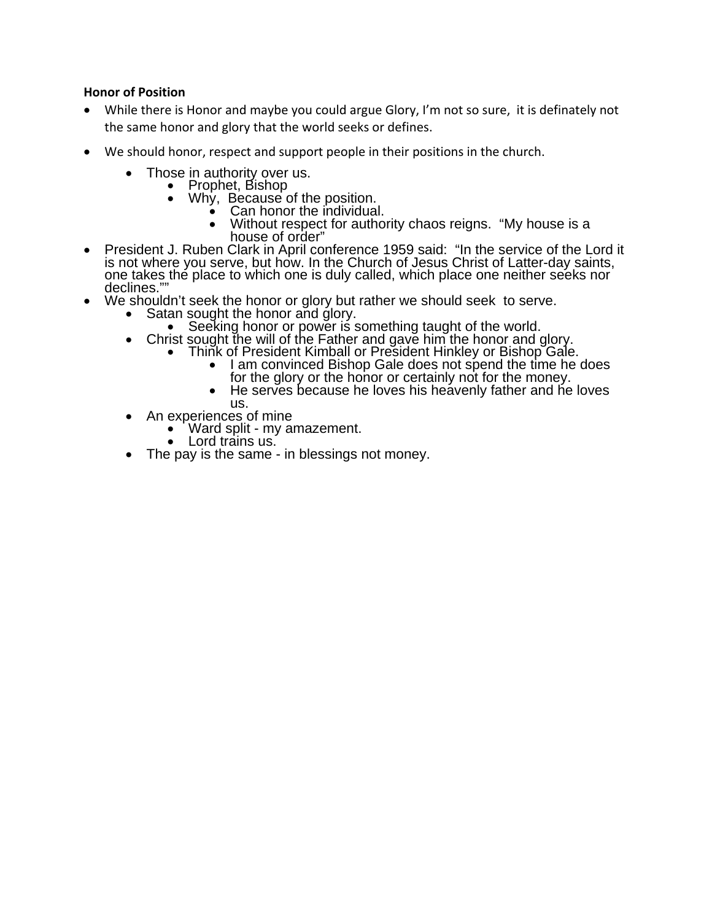**Honor of Position**

- While there is Honor and maybe you could argue Glory, I'm not so sure, it is definately not the same honor and glory that the world seeks or defines.
- We should honor, respect and support people in their positions in the church.
    - Those in authority over us.
        - Prophet, Bishop
        - Why, Because of the position.
            - Can honor the individual.
            - Without respect for authority chaos reigns. "My house is a house of order"
- President J. Ruben Clark in April conference 1959 said: "In the service of the Lord it is not where you serve, but how. In the Church of Jesus Christ of Latter-day saints, one takes the place to which one is duly called, which place one neither seeks nor declines.""
- We shouldn't seek the honor or glory but rather we should seek to serve.
    - Satan sought the honor and glory.
        - Seeking honor or power is something taught of the world.
    - Christ sought the will of the Father and gave him the honor and glory.
        - Think of President Kimball or President Hinkley or Bishop Gale.
            - I am convinced Bishop Gale does not spend the time he does for the glory or the honor or certainly not for the money.
            - He serves because he loves his heavenly father and he loves us.
    - An experiences of mine
        - Ward split - my amazement.
        - Lord trains us.
    - The pay is the same - in blessings not money.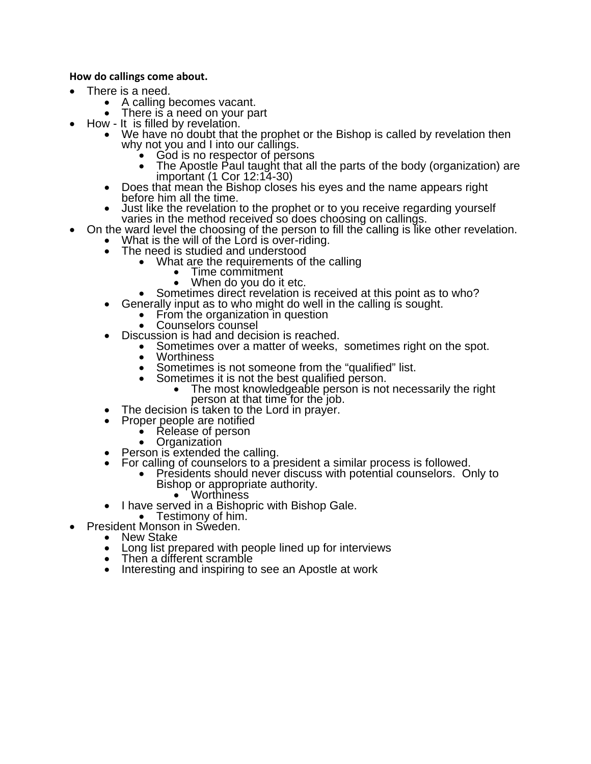**How do callings come about.**

- There is a need.
    - A calling becomes vacant.
    - There is a need on your part
- How - It is filled by revelation.
    - We have no doubt that the prophet or the Bishop is called by revelation then why not you and I into our callings.
        - God is no respector of persons
        - The Apostle Paul taught that all the parts of the body (organization) are important (1 Cor 12:14-30)
    - Does that mean the Bishop closes his eyes and the name appears right before him all the time.
    - Just like the revelation to the prophet or to you receive regarding yourself varies in the method received so does choosing on callings.
- On the ward level the choosing of the person to fill the calling is like other revelation.
    - What is the will of the Lord is over-riding.
    - The need is studied and understood
        - What are the requirements of the calling
            - Time commitment
            - When do you do it etc.
        - Sometimes direct revelation is received at this point as to who?
    - Generally input as to who might do well in the calling is sought.
        - From the organization in question
        - Counselors counsel
    - Discussion is had and decision is reached.
        - Sometimes over a matter of weeks, sometimes right on the spot.
        - Worthiness
        - Sometimes is not someone from the “qualified” list.
        - Sometimes it is not the best qualified person.
            - The most knowledgeable person is not necessarily the right person at that time for the job.
    - The decision is taken to the Lord in prayer.
    - Proper people are notified
        - Release of person
        - Organization
    - Person is extended the calling.
    - For calling of counselors to a president a similar process is followed.
        - Presidents should never discuss with potential counselors. Only to Bishop or appropriate authority.
            - Worthiness
    - I have served in a Bishopric with Bishop Gale.
        - Testimony of him.
- President Monson in Sweden.
    - New Stake
    - Long list prepared with people lined up for interviews
    - Then a different scramble
    - Interesting and inspiring to see an Apostle at work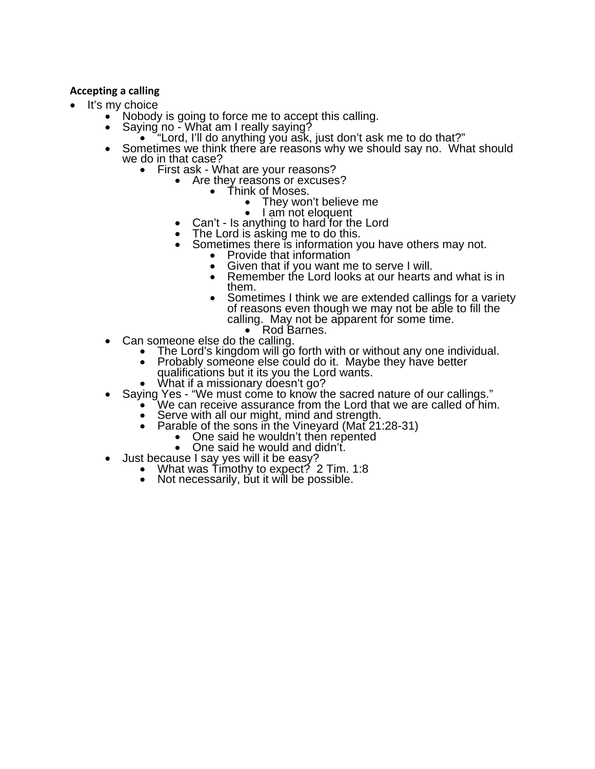**Accepting a calling**

- It's my choice
  - Nobody is going to force me to accept this calling.
  - Saying no - What am I really saying?
    - "Lord, I'll do anything you ask, just don't ask me to do that?"
  - Sometimes we think there are reasons why we should say no. What should we do in that case?
    - First ask - What are your reasons?
      - Are they reasons or excuses?
        - Think of Moses.
          - They won't believe me
          - I am not eloquent
      - Can't - Is anything to hard for the Lord
      - The Lord is asking me to do this.
      - Sometimes there is information you have others may not.
        - Provide that information
        - Given that if you want me to serve I will.
        - Remember the Lord looks at our hearts and what is in them.
        - Sometimes I think we are extended callings for a variety of reasons even though we may not be able to fill the calling. May not be apparent for some time.
          - Rod Barnes.
  - Can someone else do the calling.
    - The Lord's kingdom will go forth with or without any one individual.
    - Probably someone else could do it. Maybe they have better qualifications but it its you the Lord wants.
    - What if a missionary doesn't go?
  - Saying Yes - "We must come to know the sacred nature of our callings."
    - We can receive assurance from the Lord that we are called of him.
    - Serve with all our might, mind and strength.
    - Parable of the sons in the Vineyard (Mat 21:28-31)
      - One said he wouldn't then repented
      - One said he would and didn't.
  - Just because I say yes will it be easy?
    - What was Timothy to expect? 2 Tim. 1:8
    - Not necessarily, but it will be possible.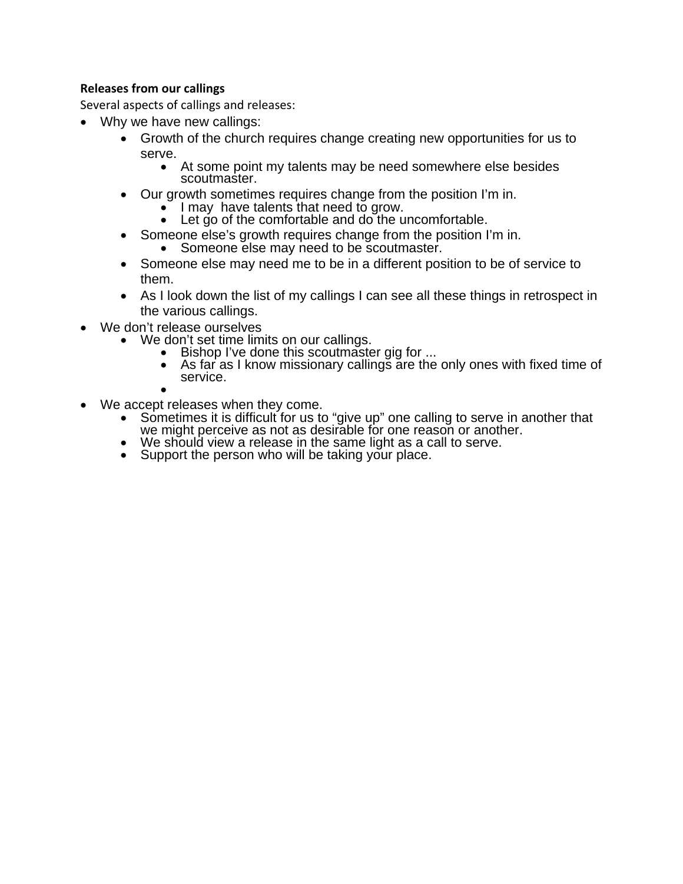**Releases from our callings**

Several aspects of callings and releases:

- Why we have new callings:
  - Growth of the church requires change creating new opportunities for us to serve.
    - At some point my talents may be need somewhere else besides scoutmaster.
  - Our growth sometimes requires change from the position I'm in.
    - I may  have talents that need to grow.
    - Let go of the comfortable and do the uncomfortable.
  - Someone else's growth requires change from the position I'm in.
    - Someone else may need to be scoutmaster.
  - Someone else may need me to be in a different position to be of service to them.
  - As I look down the list of my callings I can see all these things in retrospect in the various callings.
- We don't release ourselves
  - We don't set time limits on our callings.
    - Bishop I've done this scoutmaster gig for ...
    - As far as I know missionary callings are the only ones with fixed time of service.
    -
- We accept releases when they come.
  - Sometimes it is difficult for us to "give up" one calling to serve in another that we might perceive as not as desirable for one reason or another.
  - We should view a release in the same light as a call to serve.
  - Support the person who will be taking your place.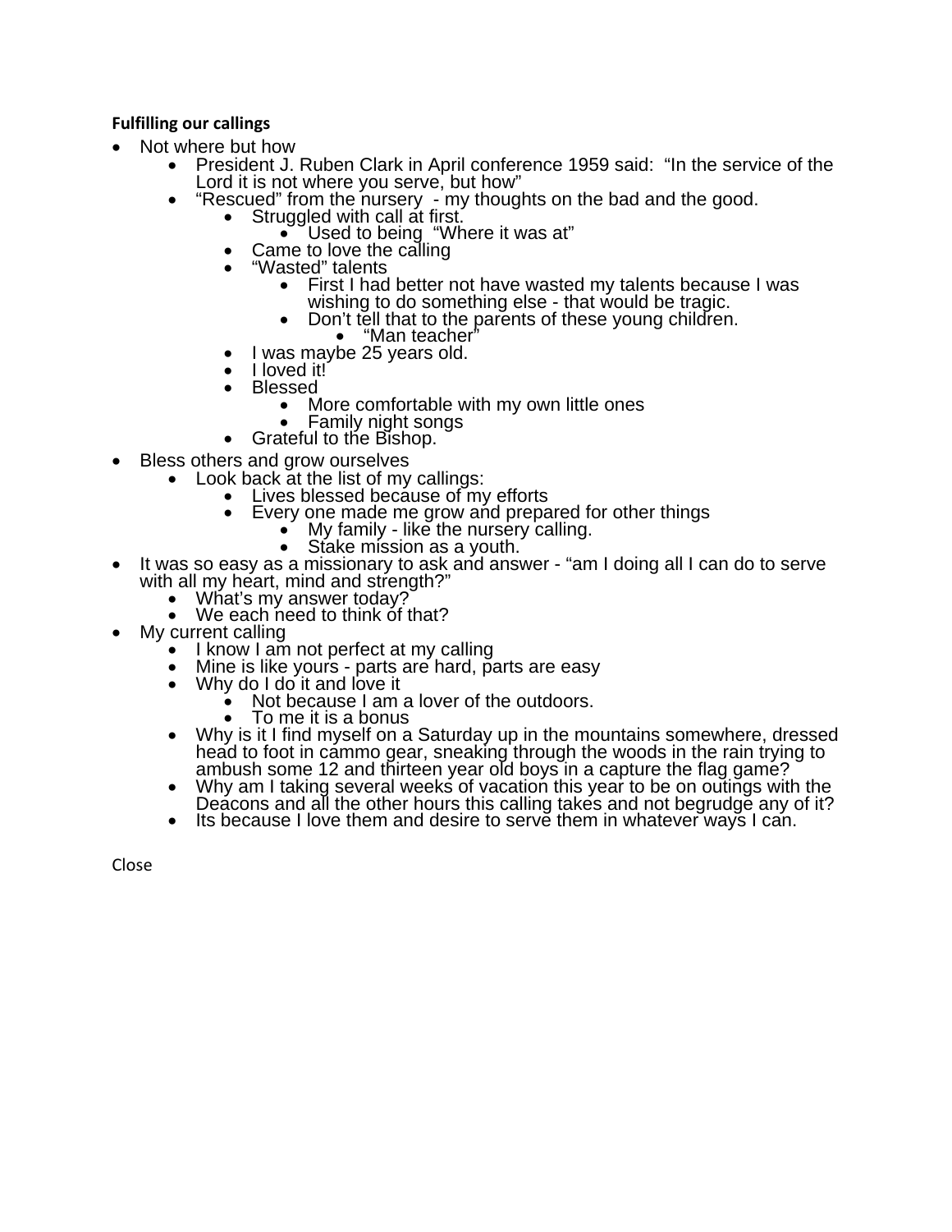**Fulfilling our callings**

- Not where but how
  - President J. Ruben Clark in April conference 1959 said:  "In the service of the Lord it is not where you serve, but how"
  - "Rescued" from the nursery  - my thoughts on the bad and the good.
    - Struggled with call at first.
      - Used to being  "Where it was at"
    - Came to love the calling
    - "Wasted" talents
      - First I had better not have wasted my talents because I was wishing to do something else - that would be tragic.
      - Don't tell that to the parents of these young children.
        - "Man teacher"
    - I was maybe 25 years old.
    - I loved it!
    - Blessed
      - More comfortable with my own little ones
      - Family night songs
    - Grateful to the Bishop.
- Bless others and grow ourselves
  - Look back at the list of my callings:
    - Lives blessed because of my efforts
    - Every one made me grow and prepared for other things
      - My family - like the nursery calling.
      - Stake mission as a youth.
- It was so easy as a missionary to ask and answer - "am I doing all I can do to serve with all my heart, mind and strength?"
  - What's my answer today?
  - We each need to think of that?
- My current calling
  - I know I am not perfect at my calling
  - Mine is like yours - parts are hard, parts are easy
  - Why do I do it and love it
    - Not because I am a lover of the outdoors.
    - To me it is a bonus
  - Why is it I find myself on a Saturday up in the mountains somewhere, dressed head to foot in cammo gear, sneaking through the woods in the rain trying to ambush some 12 and thirteen year old boys in a capture the flag game?
  - Why am I taking several weeks of vacation this year to be on outings with the Deacons and all the other hours this calling takes and not begrudge any of it?
  - Its because I love them and desire to serve them in whatever ways I can.

Close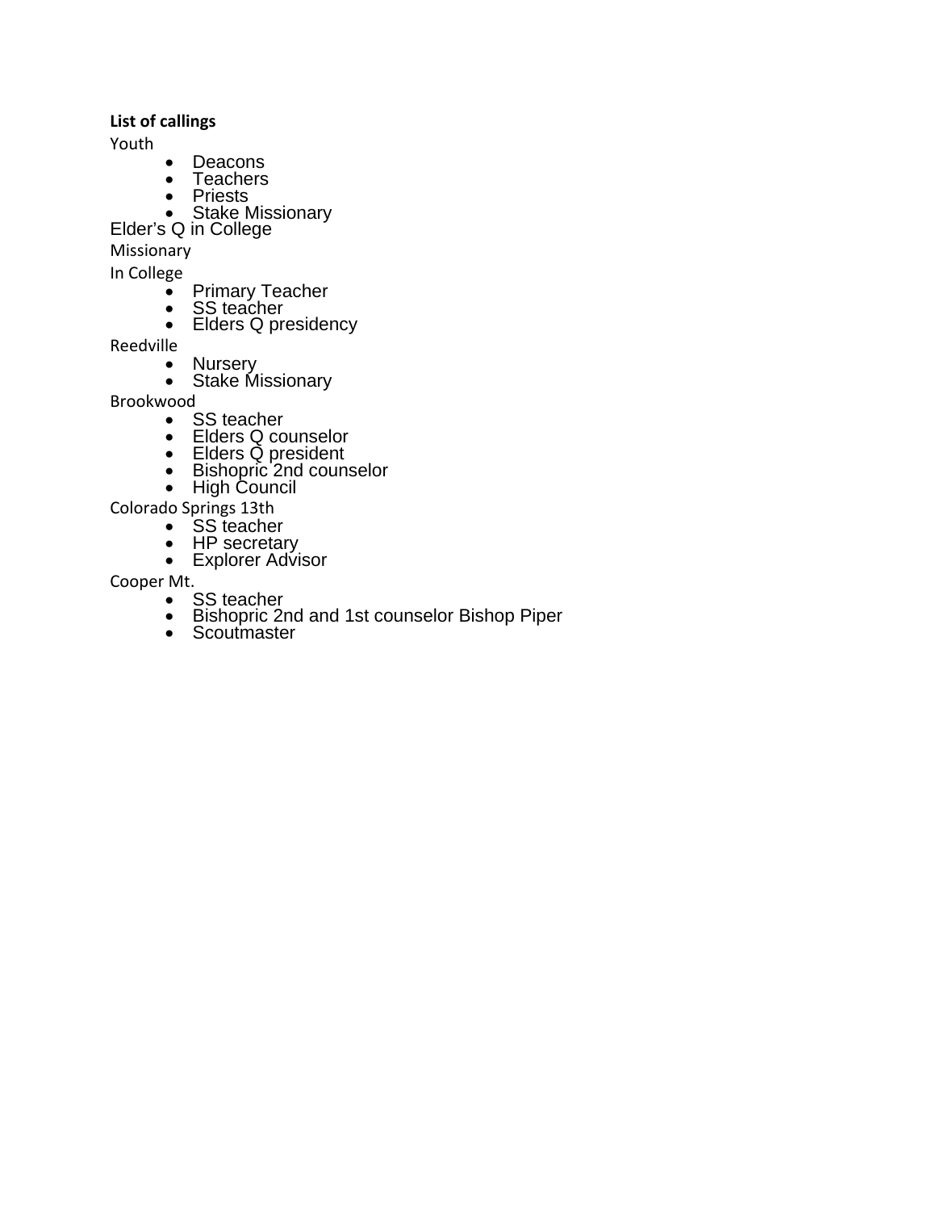**List of callings**

Youth

- Deacons
- Teachers
- Priests
- Stake Missionary

Elder's Q in College

Missionary

In College

- Primary Teacher
- SS teacher
- Elders Q presidency

Reedville

- Nursery
- Stake Missionary

Brookwood

- SS teacher
- Elders Q counselor
- Elders Q president
- Bishopric 2nd counselor
- High Council

Colorado Springs 13th

- SS teacher
- HP secretary
- Explorer Advisor

Cooper Mt.

- SS teacher
- Bishopric 2nd and 1st counselor Bishop Piper
- Scoutmaster